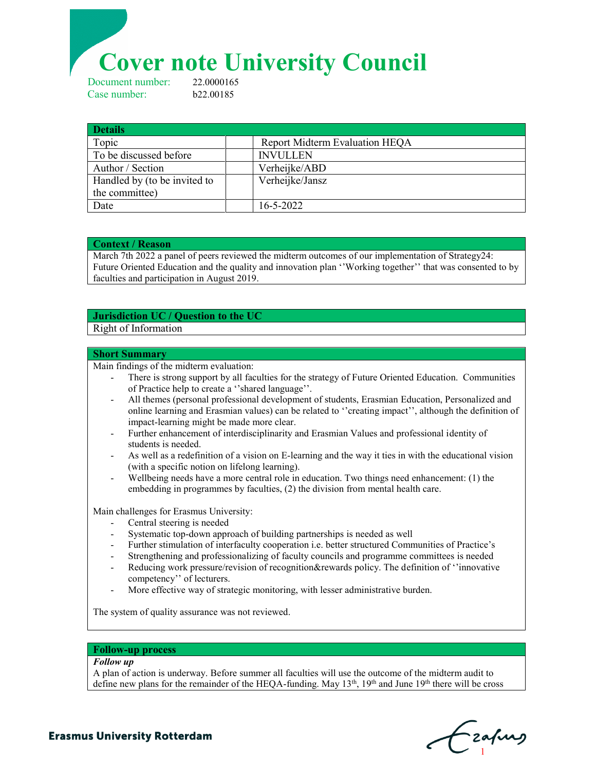# Cover note University Council

Document number: 22.0000165
Case number: b22.00185

| Details | | |
|---|---|---|
| Topic | | Report Midterm Evaluation HEQA |
| To be discussed before | | INVULLEN |
| Author / Section | | Verheijke/ABD |
| Handled by (to be invited to the committee) | | Verheijke/Jansz |
| Date | | 16-5-2022 |

**Context / Reason**

March 7th 2022 a panel of peers reviewed the midterm outcomes of our implementation of Strategy24: Future Oriented Education and the quality and innovation plan ''Working together'' that was consented to by faculties and participation in August 2019.

**Jurisdiction UC / Question to the UC**

Right of Information

**Short Summary**

Main findings of the midterm evaluation:

- There is strong support by all faculties for the strategy of Future Oriented Education. Communities of Practice help to create a ''shared language''.
- All themes (personal professional development of students, Erasmian Education, Personalized and online learning and Erasmian values) can be related to ''creating impact'', although the definition of impact-learning might be made more clear.
- Further enhancement of interdisciplinarity and Erasmian Values and professional identity of students is needed.
- As well as a redefinition of a vision on E-learning and the way it ties in with the educational vision (with a specific notion on lifelong learning).
- Wellbeing needs have a more central role in education. Two things need enhancement: (1) the embedding in programmes by faculties, (2) the division from mental health care.

Main challenges for Erasmus University:

- Central steering is needed
- Systematic top-down approach of building partnerships is needed as well
- Further stimulation of interfaculty cooperation i.e. better structured Communities of Practice's
- Strengthening and professionalizing of faculty councils and programme committees is needed
- Reducing work pressure/revision of recognition&rewards policy. The definition of ''innovative competency'' of lecturers.
- More effective way of strategic monitoring, with lesser administrative burden.

The system of quality assurance was not reviewed.

**Follow-up process**

*Follow up*

A plan of action is underway. Before summer all faculties will use the outcome of the midterm audit to define new plans for the remainder of the HEQA-funding. May 13th, 19th and June 19th there will be cross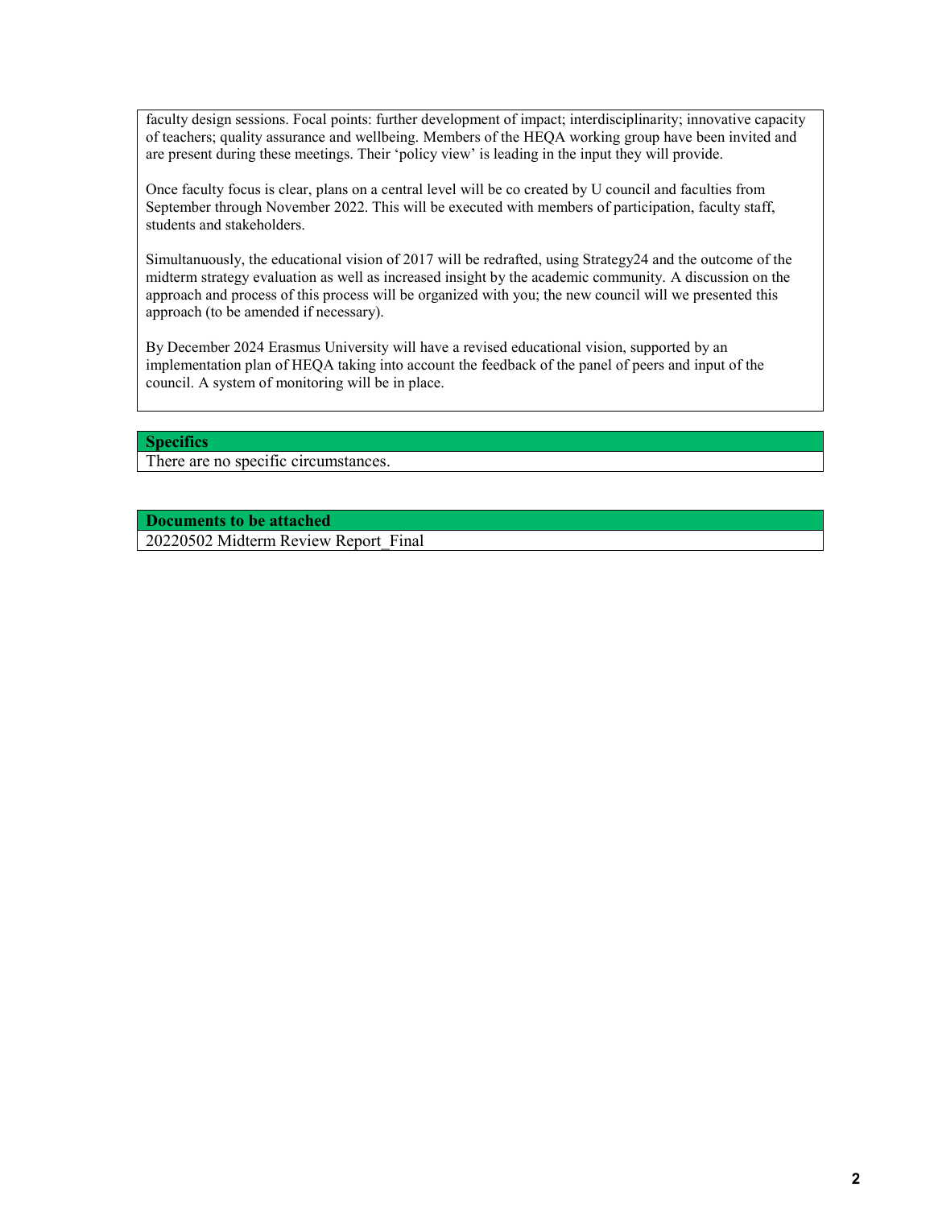faculty design sessions. Focal points: further development of impact; interdisciplinarity; innovative capacity of teachers; quality assurance and wellbeing. Members of the HEQA working group have been invited and are present during these meetings. Their 'policy view' is leading in the input they will provide.

Once faculty focus is clear, plans on a central level will be co created by U council and faculties from September through November 2022. This will be executed with members of participation, faculty staff, students and stakeholders.

Simultanuously, the educational vision of 2017 will be redrafted, using Strategy24 and the outcome of the midterm strategy evaluation as well as increased insight by the academic community. A discussion on the approach and process of this process will be organized with you; the new council will we presented this approach (to be amended if necessary).

By December 2024 Erasmus University will have a revised educational vision, supported by an implementation plan of HEQA taking into account the feedback of the panel of peers and input of the council. A system of monitoring will be in place.

| **Specifics** |
| --- |
| There are no specific circumstances. |

| **Documents to be attached** |
| --- |
| 20220502 Midterm Review Report_Final |